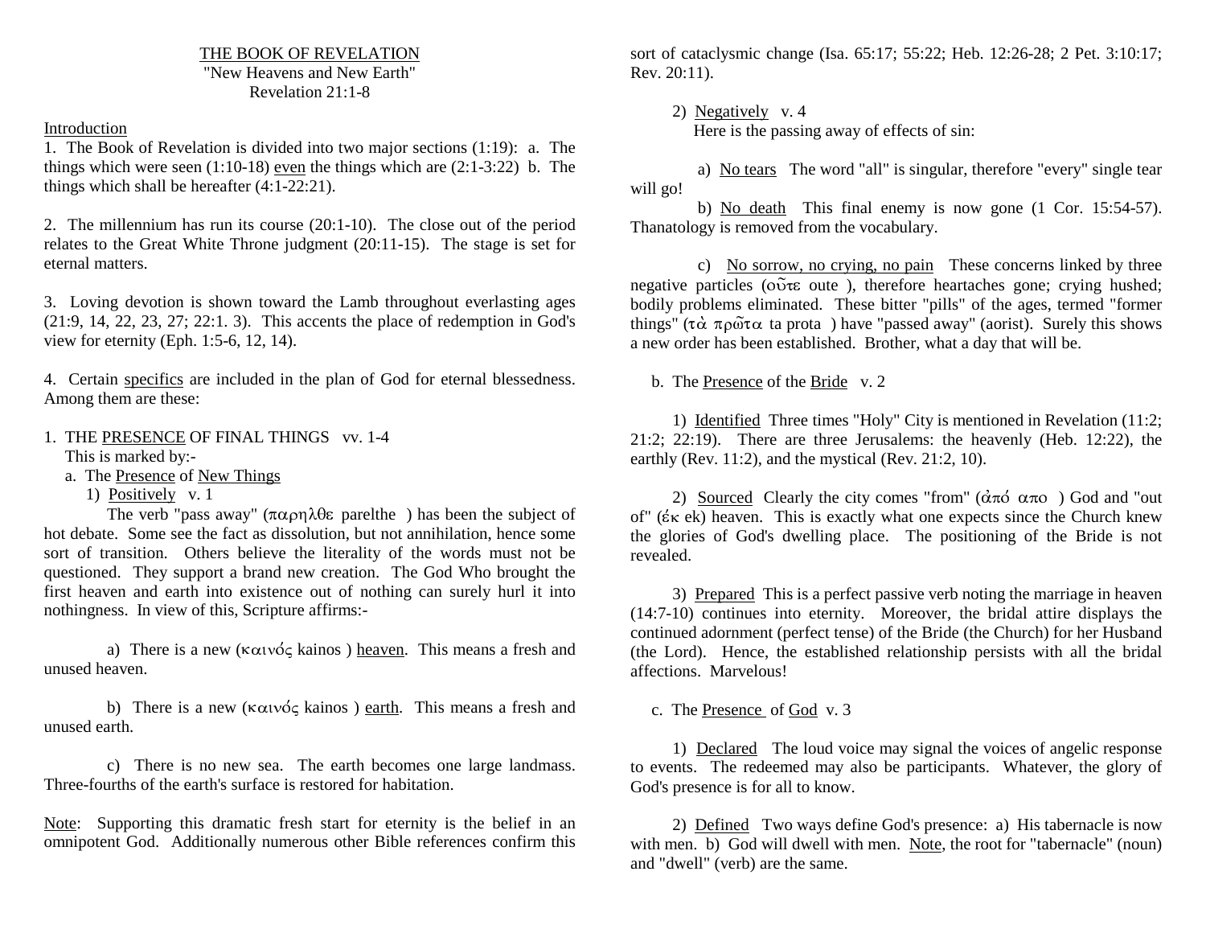# THE BOOK OF REVELATION

"New Heavens and New Earth"

Revelation 21:1-8

## Introduction

1. The Book of Revelation is divided into two major sections (1:19): a. The things which were seen (1:10-18) even the things which are (2:1-3:22) b. The things which shall be hereafter (4:1-22:21).

2. The millennium has run its course (20:1-10). The close out of the period relates to the Great White Throne judgment (20:11-15). The stage is set for eternal matters.

3. Loving devotion is shown toward the Lamb throughout everlasting ages (21:9, 14, 22, 23, 27; 22:1. 3). This accents the place of redemption in God's view for eternity (Eph. 1:5-6, 12, 14).

4. Certain specifics are included in the plan of God for eternal blessedness. Among them are these:

1. THE PRESENCE OF FINAL THINGS vv. 1-4

This is marked by:-

a. The Presence of New Things

1) Positively v. 1

The verb "pass away" (παρηλθε parelthe ) has been the subject of hot debate. Some see the fact as dissolution, but not annihilation, hence some sort of transition. Others believe the literality of the words must not be questioned. They support a brand new creation. The God Who brought the first heaven and earth into existence out of nothing can surely hurl it into nothingness. In view of this, Scripture affirms:-

a) There is a new (καινός kainos ) heaven. This means a fresh and unused heaven.

b) There is a new (καινός kainos ) earth. This means a fresh and unused earth.

c) There is no new sea. The earth becomes one large landmass. Three-fourths of the earth's surface is restored for habitation.

Note: Supporting this dramatic fresh start for eternity is the belief in an omnipotent God. Additionally numerous other Bible references confirm this sort of cataclysmic change (Isa. 65:17; 55:22; Heb. 12:26-28; 2 Pet. 3:10:17; Rev. 20:11).

2) Negatively v. 4

Here is the passing away of effects of sin:

a) No tears The word "all" is singular, therefore "every" single tear will go!

b) No death This final enemy is now gone (1 Cor. 15:54-57). Thanatology is removed from the vocabulary.

c) No sorrow, no crying, no pain These concerns linked by three negative particles (οὔτε oute ), therefore heartaches gone; crying hushed; bodily problems eliminated. These bitter "pills" of the ages, termed "former things" (τὰ πρῶτα ta prota ) have "passed away" (aorist). Surely this shows a new order has been established. Brother, what a day that will be.

b. The Presence of the Bride v. 2

1) Identified Three times "Holy" City is mentioned in Revelation (11:2; 21:2; 22:19). There are three Jerusalems: the heavenly (Heb. 12:22), the earthly (Rev. 11:2), and the mystical (Rev. 21:2, 10).

2) Sourced Clearly the city comes "from" (ἀπό απο ) God and "out of" (ἐκ ek) heaven. This is exactly what one expects since the Church knew the glories of God's dwelling place. The positioning of the Bride is not revealed.

3) Prepared This is a perfect passive verb noting the marriage in heaven (14:7-10) continues into eternity. Moreover, the bridal attire displays the continued adornment (perfect tense) of the Bride (the Church) for her Husband (the Lord). Hence, the established relationship persists with all the bridal affections. Marvelous!

c. The Presence of God v. 3

1) Declared The loud voice may signal the voices of angelic response to events. The redeemed may also be participants. Whatever, the glory of God's presence is for all to know.

2) Defined Two ways define God's presence: a) His tabernacle is now with men. b) God will dwell with men. Note, the root for "tabernacle" (noun) and "dwell" (verb) are the same.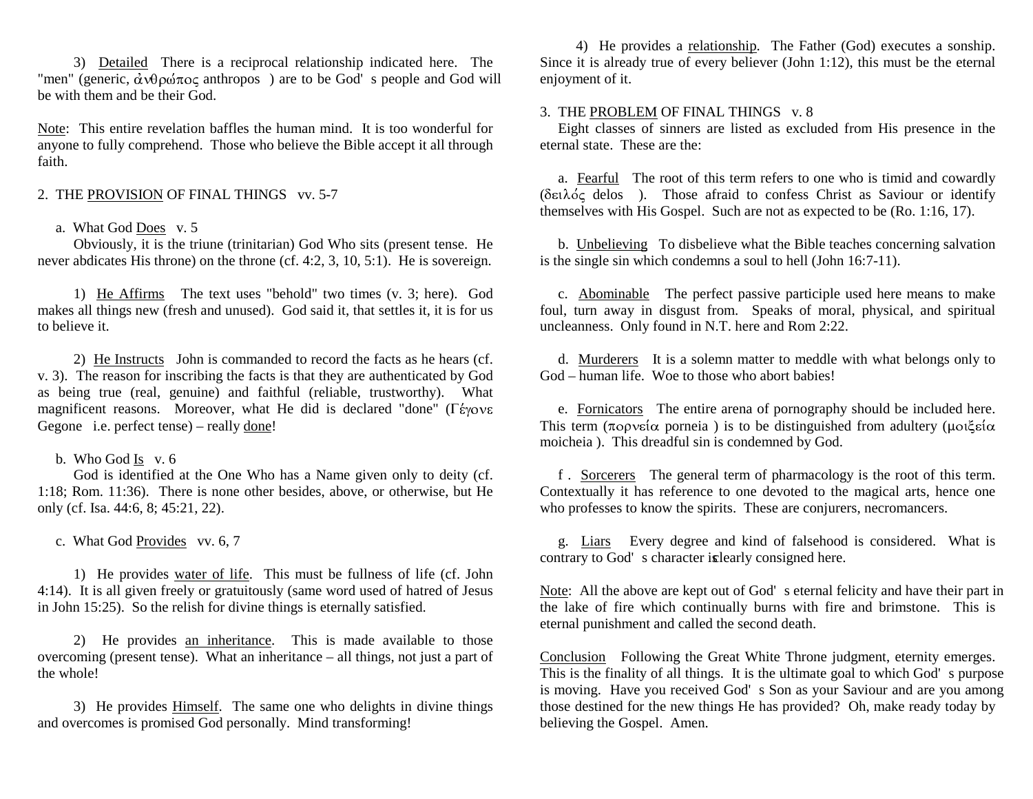3) Detailed There is a reciprocal relationship indicated here. The "men" (generic, ἀνθρώπος anthropos ) are to be God's people and God will be with them and be their God.

Note: This entire revelation baffles the human mind. It is too wonderful for anyone to fully comprehend. Those who believe the Bible accept it all through faith.

2. THE PROVISION OF FINAL THINGS vv. 5-7

a. What God Does v. 5

Obviously, it is the triune (trinitarian) God Who sits (present tense. He never abdicates His throne) on the throne (cf. 4:2, 3, 10, 5:1). He is sovereign.

1) He Affirms The text uses "behold" two times (v. 3; here). God makes all things new (fresh and unused). God said it, that settles it, it is for us to believe it.

2) He Instructs John is commanded to record the facts as he hears (cf. v. 3). The reason for inscribing the facts is that they are authenticated by God as being true (real, genuine) and faithful (reliable, trustworthy). What magnificent reasons. Moreover, what He did is declared "done" (Γέγονε Gegone i.e. perfect tense) – really done!

b. Who God Is v. 6

God is identified at the One Who has a Name given only to deity (cf. 1:18; Rom. 11:36). There is none other besides, above, or otherwise, but He only (cf. Isa. 44:6, 8; 45:21, 22).

c. What God Provides vv. 6, 7

1) He provides water of life. This must be fullness of life (cf. John 4:14). It is all given freely or gratuitously (same word used of hatred of Jesus in John 15:25). So the relish for divine things is eternally satisfied.

2) He provides an inheritance. This is made available to those overcoming (present tense). What an inheritance – all things, not just a part of the whole!

3) He provides Himself. The same one who delights in divine things and overcomes is promised God personally. Mind transforming!

4) He provides a relationship. The Father (God) executes a sonship. Since it is already true of every believer (John 1:12), this must be the eternal enjoyment of it.

3. THE PROBLEM OF FINAL THINGS v. 8

Eight classes of sinners are listed as excluded from His presence in the eternal state. These are the:

a. Fearful The root of this term refers to one who is timid and cowardly (δειλός delos ). Those afraid to confess Christ as Saviour or identify themselves with His Gospel. Such are not as expected to be (Ro. 1:16, 17).

b. Unbelieving To disbelieve what the Bible teaches concerning salvation is the single sin which condemns a soul to hell (John 16:7-11).

c. Abominable The perfect passive participle used here means to make foul, turn away in disgust from. Speaks of moral, physical, and spiritual uncleanness. Only found in N.T. here and Rom 2:22.

d. Murderers It is a solemn matter to meddle with what belongs only to God – human life. Woe to those who abort babies!

e. Fornicators The entire arena of pornography should be included here. This term (πορνεία porneia ) is to be distinguished from adultery (μοιξεία moicheia ). This dreadful sin is condemned by God.

f . Sorcerers The general term of pharmacology is the root of this term. Contextually it has reference to one devoted to the magical arts, hence one who professes to know the spirits. These are conjurers, necromancers.

g. Liars Every degree and kind of falsehood is considered. What is contrary to God's character is clearly consigned here.

Note: All the above are kept out of God's eternal felicity and have their part in the lake of fire which continually burns with fire and brimstone. This is eternal punishment and called the second death.

Conclusion Following the Great White Throne judgment, eternity emerges. This is the finality of all things. It is the ultimate goal to which God's purpose is moving. Have you received God's Son as your Saviour and are you among those destined for the new things He has provided? Oh, make ready today by believing the Gospel. Amen.